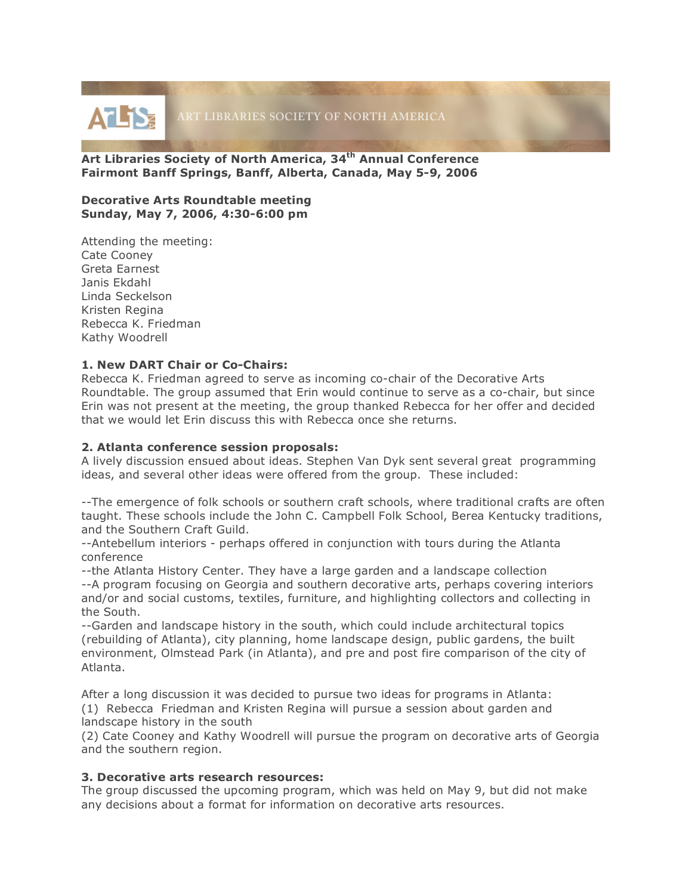ART LIBRARIES SOCIETY OF NORTH AMERICA

**Art Libraries Society of North America, 34th Annual Conference**
**Fairmont Banff Springs, Banff, Alberta, Canada, May 5-9, 2006**

**Decorative Arts Roundtable meeting**
**Sunday, May 7, 2006, 4:30-6:00 pm**

Attending the meeting:
Cate Cooney
Greta Earnest
Janis Ekdahl
Linda Seckelson
Kristen Regina
Rebecca K. Friedman
Kathy Woodrell

**1. New DART Chair or Co-Chairs:**
Rebecca K. Friedman agreed to serve as incoming co-chair of the Decorative Arts Roundtable. The group assumed that Erin would continue to serve as a co-chair, but since Erin was not present at the meeting, the group thanked Rebecca for her offer and decided that we would let Erin discuss this with Rebecca once she returns.

**2. Atlanta conference session proposals:**
A lively discussion ensued about ideas. Stephen Van Dyk sent several great programming ideas, and several other ideas were offered from the group. These included:

--The emergence of folk schools or southern craft schools, where traditional crafts are often taught. These schools include the John C. Campbell Folk School, Berea Kentucky traditions, and the Southern Craft Guild.
--Antebellum interiors - perhaps offered in conjunction with tours during the Atlanta conference
--the Atlanta History Center. They have a large garden and a landscape collection
--A program focusing on Georgia and southern decorative arts, perhaps covering interiors and/or and social customs, textiles, furniture, and highlighting collectors and collecting in the South.
--Garden and landscape history in the south, which could include architectural topics (rebuilding of Atlanta), city planning, home landscape design, public gardens, the built environment, Olmstead Park (in Atlanta), and pre and post fire comparison of the city of Atlanta.

After a long discussion it was decided to pursue two ideas for programs in Atlanta:
(1) Rebecca Friedman and Kristen Regina will pursue a session about garden and landscape history in the south
(2) Cate Cooney and Kathy Woodrell will pursue the program on decorative arts of Georgia and the southern region.

**3. Decorative arts research resources:**
The group discussed the upcoming program, which was held on May 9, but did not make any decisions about a format for information on decorative arts resources.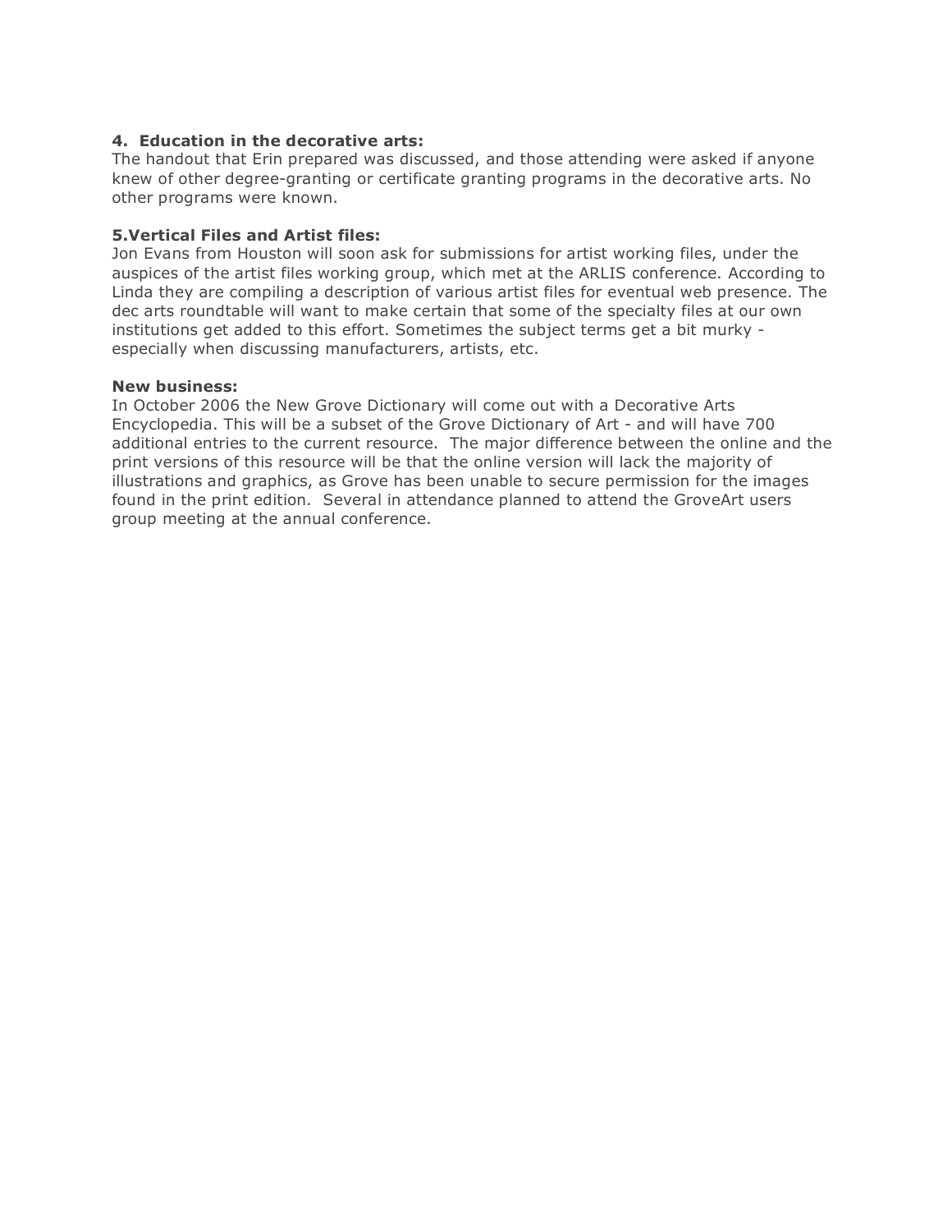**4. Education in the decorative arts:**
The handout that Erin prepared was discussed, and those attending were asked if anyone knew of other degree-granting or certificate granting programs in the decorative arts. No other programs were known.

**5.Vertical Files and Artist files:**
Jon Evans from Houston will soon ask for submissions for artist working files, under the auspices of the artist files working group, which met at the ARLIS conference. According to Linda they are compiling a description of various artist files for eventual web presence. The dec arts roundtable will want to make certain that some of the specialty files at our own institutions get added to this effort. Sometimes the subject terms get a bit murky - especially when discussing manufacturers, artists, etc.

**New business:**
In October 2006 the New Grove Dictionary will come out with a Decorative Arts Encyclopedia. This will be a subset of the Grove Dictionary of Art - and will have 700 additional entries to the current resource. The major difference between the online and the print versions of this resource will be that the online version will lack the majority of illustrations and graphics, as Grove has been unable to secure permission for the images found in the print edition. Several in attendance planned to attend the GroveArt users group meeting at the annual conference.